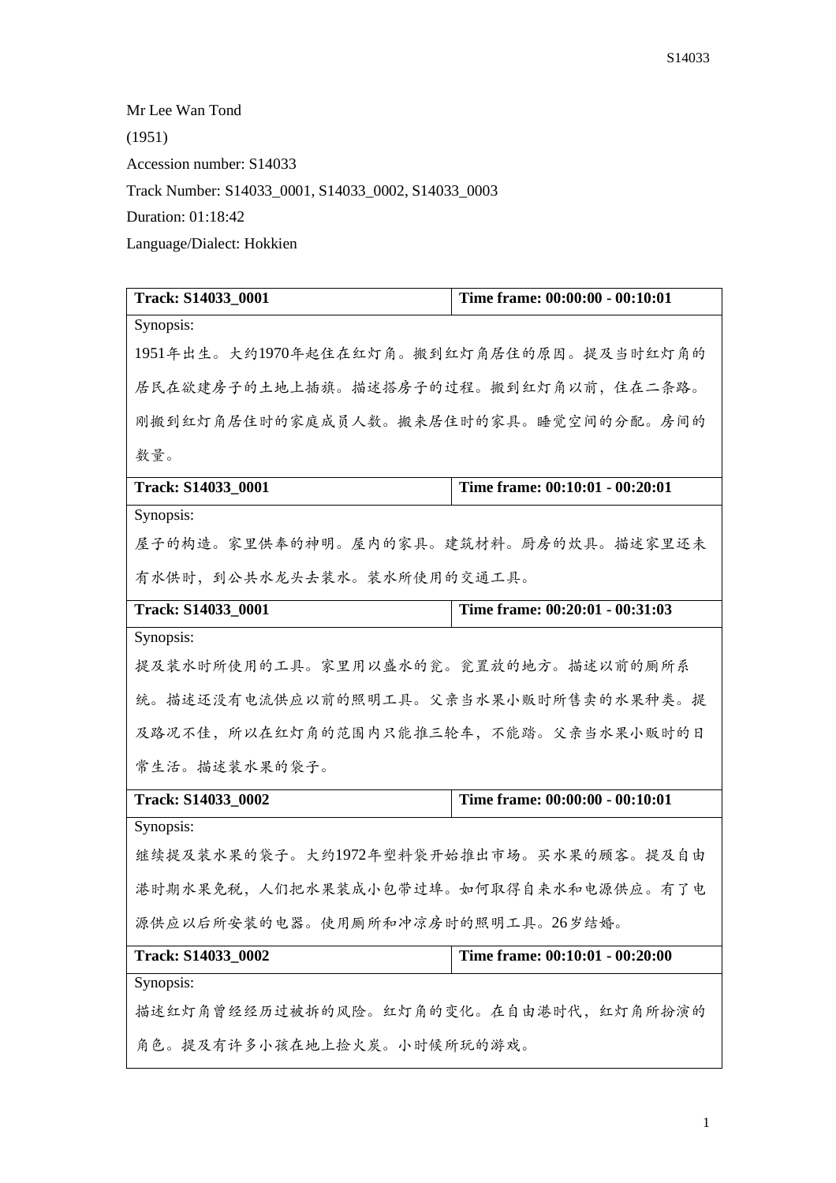Mr Lee Wan Tond

(1951)

Accession number: S14033

Track Number: S14033_0001, S14033_0002, S14033_0003

Duration: 01:18:42

Language/Dialect: Hokkien

| **Track: S14033_0001** | **Time frame: 00:00:00 - 00:10:01** |
|---|---|
| Synopsis:<br>1951年出生。大约1970年起住在红灯角。搬到红灯角居住的原因。提及当时红灯角的居民在欲建房子的土地上插旗。描述搭房子的过程。搬到红灯角以前，住在二条路。刚搬到红灯角居住时的家庭成员人数。搬来居住时的家具。睡觉空间的分配。房间的数量。 | |
| **Track: S14033_0001** | **Time frame: 00:10:01 - 00:20:01** |
| Synopsis:<br>屋子的构造。家里供奉的神明。屋内的家具。建筑材料。厨房的炊具。描述家里还未有水供时，到公共水龙头去装水。装水所使用的交通工具。 | |
| **Track: S14033_0001** | **Time frame: 00:20:01 - 00:31:03** |
| Synopsis:<br>提及装水时所使用的工具。家里用以盛水的瓮。瓮置放的地方。描述以前的厕所系统。描述还没有电流供应以前的照明工具。父亲当水果小贩时所售卖的水果种类。提及路况不佳，所以在红灯角的范围内只能推三轮车，不能踏。父亲当水果小贩时的日常生活。描述装水果的袋子。 | |
| **Track: S14033_0002** | **Time frame: 00:00:00 - 00:10:01** |
| Synopsis:<br>继续提及装水果的袋子。大约1972年塑料袋开始推出市场。买水果的顾客。提及自由港时期水果免税，人们把水果装成小包带过埠。如何取得自来水和电源供应。有了电源供应以后所安装的电器。使用厕所和冲凉房时的照明工具。26岁结婚。 | |
| **Track: S14033_0002** | **Time frame: 00:10:01 - 00:20:00** |
| Synopsis:<br>描述红灯角曾经经历过被拆的风险。红灯角的变化。在自由港时代，红灯角所扮演的角色。提及有许多小孩在地上捡火炭。小时候所玩的游戏。 | |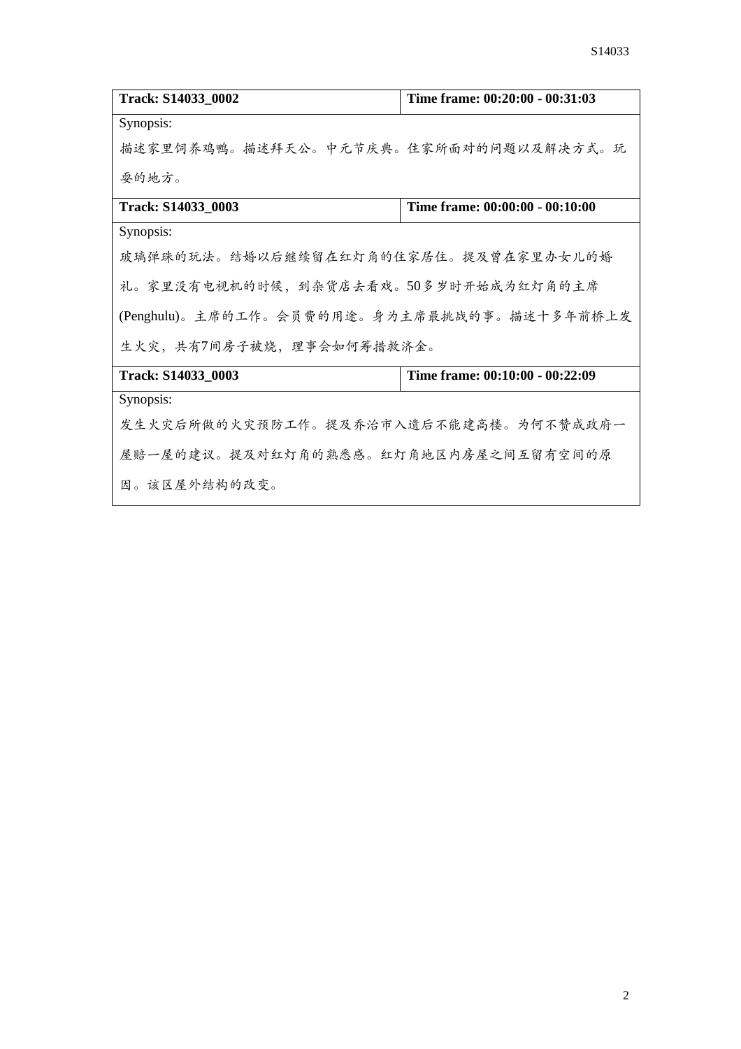| Track: S14033_0002 | Time frame: 00:20:00 - 00:31:03 |
|---|---|
| Synopsis:<br>描述家里饲养鸡鸭。描述拜天公。中元节庆典。住家所面对的问题以及解决方式。玩耍的地方。 | |
| **Track: S14033_0003** | **Time frame: 00:00:00 - 00:10:00** |
| Synopsis:<br>玻璃弹珠的玩法。结婚以后继续留在红灯角的住家居住。提及曾在家里办女儿的婚礼。家里没有电视机的时候，到杂货店去看戏。50多岁时开始成为红灯角的主席(Penghulu)。主席的工作。会员费的用途。身为主席最挑战的事。描述十多年前桥上发生火灾，共有7间房子被烧，理事会如何筹措救济金。 | |
| **Track: S14033_0003** | **Time frame: 00:10:00 - 00:22:09** |
| Synopsis:<br>发生火灾后所做的火灾预防工作。提及乔治市入遗后不能建高楼。为何不赞成政府一屋赔一屋的建议。提及对红灯角的熟悉感。红灯角地区内房屋之间互留有空间的原因。该区屋外结构的改变。 | |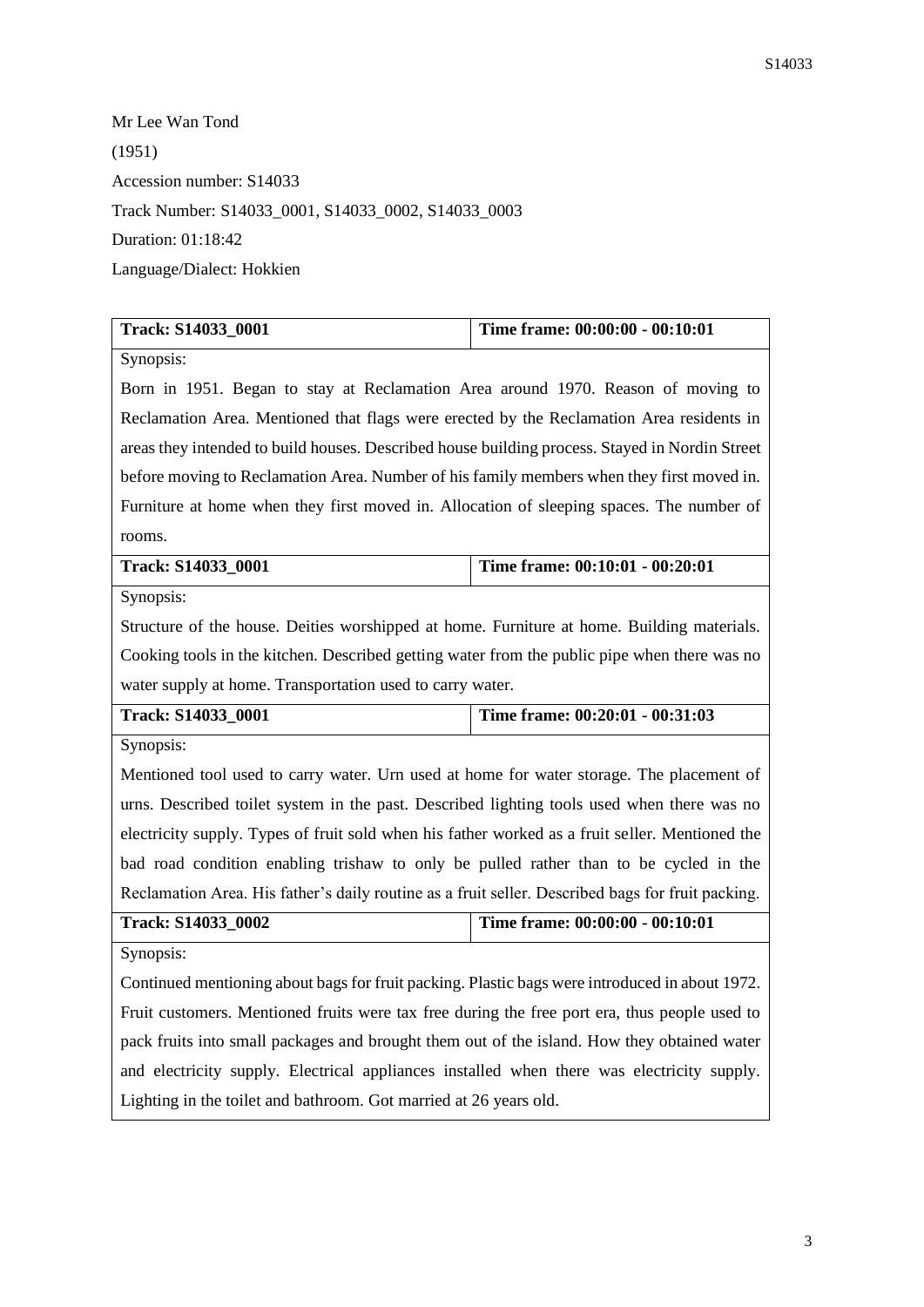Mr Lee Wan Tond

(1951)

Accession number: S14033

Track Number: S14033_0001, S14033_0002, S14033_0003

Duration: 01:18:42

Language/Dialect: Hokkien

| **Track: S14033_0001** | **Time frame: 00:00:00 - 00:10:01** |
|---|---|
| Synopsis: Born in 1951. Began to stay at Reclamation Area around 1970. Reason of moving to Reclamation Area. Mentioned that flags were erected by the Reclamation Area residents in areas they intended to build houses. Described house building process. Stayed in Nordin Street before moving to Reclamation Area. Number of his family members when they first moved in. Furniture at home when they first moved in. Allocation of sleeping spaces. The number of rooms. | |
| **Track: S14033_0001** | **Time frame: 00:10:01 - 00:20:01** |
| Synopsis: Structure of the house. Deities worshipped at home. Furniture at home. Building materials. Cooking tools in the kitchen. Described getting water from the public pipe when there was no water supply at home. Transportation used to carry water. | |
| **Track: S14033_0001** | **Time frame: 00:20:01 - 00:31:03** |
| Synopsis: Mentioned tool used to carry water. Urn used at home for water storage. The placement of urns. Described toilet system in the past. Described lighting tools used when there was no electricity supply. Types of fruit sold when his father worked as a fruit seller. Mentioned the bad road condition enabling trishaw to only be pulled rather than to be cycled in the Reclamation Area. His father's daily routine as a fruit seller. Described bags for fruit packing. | |
| **Track: S14033_0002** | **Time frame: 00:00:00 - 00:10:01** |
| Synopsis: Continued mentioning about bags for fruit packing. Plastic bags were introduced in about 1972. Fruit customers. Mentioned fruits were tax free during the free port era, thus people used to pack fruits into small packages and brought them out of the island. How they obtained water and electricity supply. Electrical appliances installed when there was electricity supply. Lighting in the toilet and bathroom. Got married at 26 years old. | |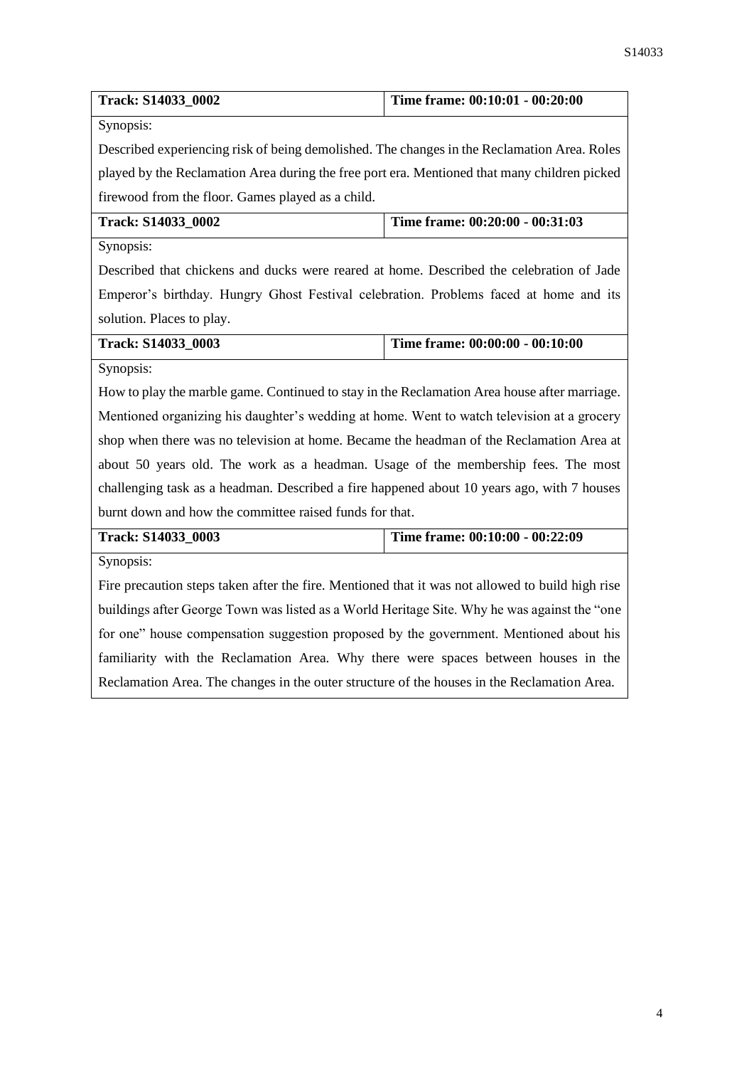| **Track: S14033_0002** | **Time frame: 00:10:01 - 00:20:00** |
|---|---|
| Synopsis: | |
| Described experiencing risk of being demolished. The changes in the Reclamation Area. Roles played by the Reclamation Area during the free port era. Mentioned that many children picked firewood from the floor. Games played as a child. | |
| **Track: S14033_0002** | **Time frame: 00:20:00 - 00:31:03** |
| Synopsis: | |
| Described that chickens and ducks were reared at home. Described the celebration of Jade Emperor's birthday. Hungry Ghost Festival celebration. Problems faced at home and its solution. Places to play. | |
| **Track: S14033_0003** | **Time frame: 00:00:00 - 00:10:00** |
| Synopsis: | |
| How to play the marble game. Continued to stay in the Reclamation Area house after marriage. Mentioned organizing his daughter's wedding at home. Went to watch television at a grocery shop when there was no television at home. Became the headman of the Reclamation Area at about 50 years old. The work as a headman. Usage of the membership fees. The most challenging task as a headman. Described a fire happened about 10 years ago, with 7 houses burnt down and how the committee raised funds for that. | |
| **Track: S14033_0003** | **Time frame: 00:10:00 - 00:22:09** |
| Synopsis: | |
| Fire precaution steps taken after the fire. Mentioned that it was not allowed to build high rise buildings after George Town was listed as a World Heritage Site. Why he was against the "one for one" house compensation suggestion proposed by the government. Mentioned about his familiarity with the Reclamation Area. Why there were spaces between houses in the Reclamation Area. The changes in the outer structure of the houses in the Reclamation Area. | |